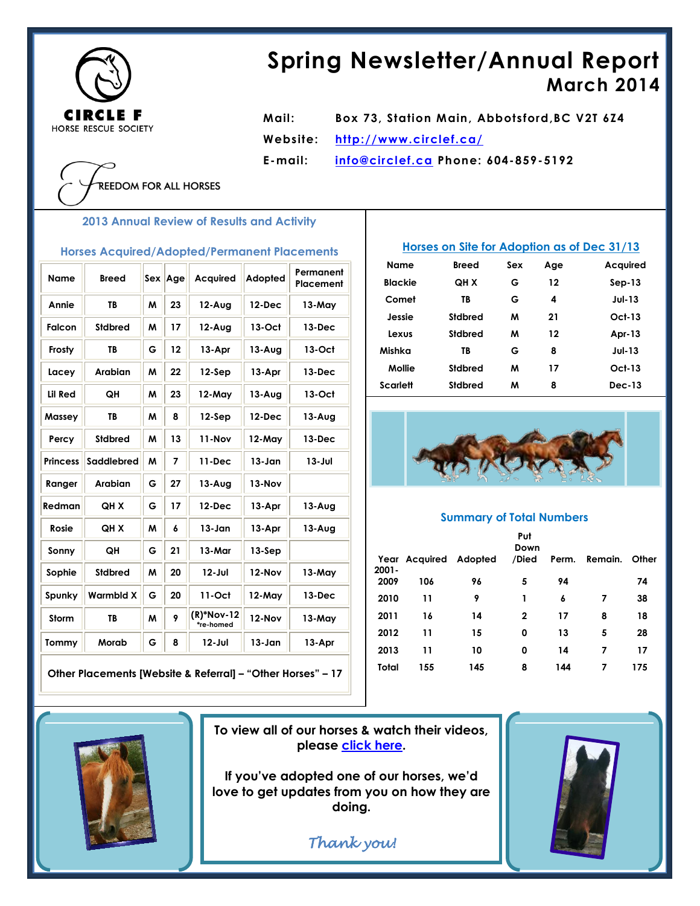# Spring Newsletter/Annual Report
## March 2014

CIRCLE F
HORSE RESCUE SOCIETY

FREEDOM FOR ALL HORSES

**Mail:** Box 73, Station Main, Abbotsford,BC V2T 6Z4
**Website:** http://www.circlef.ca/
**E-mail:** info@circlef.ca **Phone:** 604-859-5192

### 2013 Annual Review of Results and Activity

#### Horses Acquired/Adopted/Permanent Placements

| Name | Breed | Sex | Age | Acquired | Adopted | Permanent Placement |
|---|---|---|---|---|---|---|
| Annie | TB | M | 23 | 12-Aug | 12-Dec | 13-May |
| Falcon | Stdbred | M | 17 | 12-Aug | 13-Oct | 13-Dec |
| Frosty | TB | G | 12 | 13-Apr | 13-Aug | 13-Oct |
| Lacey | Arabian | M | 22 | 12-Sep | 13-Apr | 13-Dec |
| Lil Red | QH | M | 23 | 12-May | 13-Aug | 13-Oct |
| Massey | TB | M | 8 | 12-Sep | 12-Dec | 13-Aug |
| Percy | Stdbred | M | 13 | 11-Nov | 12-May | 13-Dec |
| Princess | Saddlebred | M | 7 | 11-Dec | 13-Jan | 13-Jul |
| Ranger | Arabian | G | 27 | 13-Aug | 13-Nov | |
| Redman | QH X | G | 17 | 12-Dec | 13-Apr | 13-Aug |
| Rosie | QH X | M | 6 | 13-Jan | 13-Apr | 13-Aug |
| Sonny | QH | G | 21 | 13-Mar | 13-Sep | |
| Sophie | Stdbred | M | 20 | 12-Jul | 12-Nov | 13-May |
| Spunky | Warmbld X | G | 20 | 11-Oct | 12-May | 13-Dec |
| Storm | TB | M | 9 | (R)*Nov-12 *re-homed | 12-Nov | 13-May |
| Tommy | Morab | G | 8 | 12-Jul | 13-Jan | 13-Apr |
| Other Placements [Website & Referral] – "Other Horses" – 17 | | | | | | |

#### Horses on Site for Adoption as of Dec 31/13

| Name | Breed | Sex | Age | Acquired |
|---|---|---|---|---|
| Blackie | QH X | G | 12 | Sep-13 |
| Comet | TB | G | 4 | Jul-13 |
| Jessie | Stdbred | M | 21 | Oct-13 |
| Lexus | Stdbred | M | 12 | Apr-13 |
| Mishka | TB | G | 8 | Jul-13 |
| Mollie | Stdbred | M | 17 | Oct-13 |
| Scarlett | Stdbred | M | 8 | Dec-13 |

#### Summary of Total Numbers

| Year | Acquired | Adopted | Put Down /Died | Perm. | Remain. | Other |
|---|---|---|---|---|---|---|
| 2001-2009 | 106 | 96 | 5 | 94 | | 74 |
| 2010 | 11 | 9 | 1 | 6 | 7 | 38 |
| 2011 | 16 | 14 | 2 | 17 | 8 | 18 |
| 2012 | 11 | 15 | 0 | 13 | 5 | 28 |
| 2013 | 11 | 10 | 0 | 14 | 7 | 17 |
| Total | 155 | 145 | 8 | 144 | 7 | 175 |

**To view all of our horses & watch their videos, please click here.**

**If you've adopted one of our horses, we'd love to get updates from you on how they are doing.**

*Thank you!*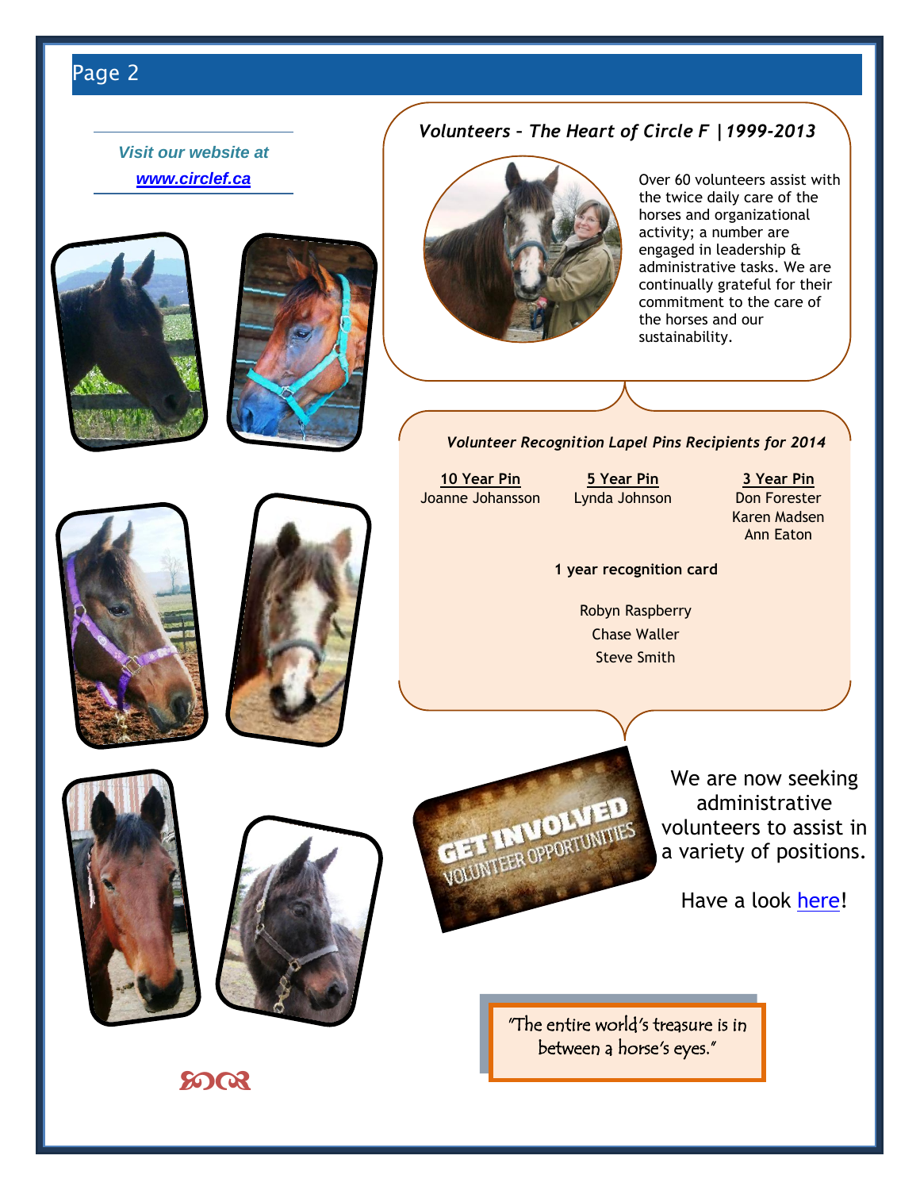*Visit our website at*
***[www.circlef.ca](http://www.circlef.ca)***

## *Volunteers – The Heart of Circle F | 1999-2013*

Over 60 volunteers assist with the twice daily care of the horses and organizational activity; a number are engaged in leadership & administrative tasks. We are continually grateful for their commitment to the care of the horses and our sustainability.

### *Volunteer Recognition Lapel Pins Recipients for 2014*

| 10 Year Pin | 5 Year Pin | 3 Year Pin |
|---|---|---|
| Joanne Johansson | Lynda Johnson | Don Forester |
| | | Karen Madsen |
| | | Ann Eaton |

**1 year recognition card**

Robyn Raspberry
Chase Waller
Steve Smith

GET INVOLVED
VOLUNTEER OPPORTUNITIES

We are now seeking administrative volunteers to assist in a variety of positions.

Have a look here!

"The entire world's treasure is in between a horse's eyes."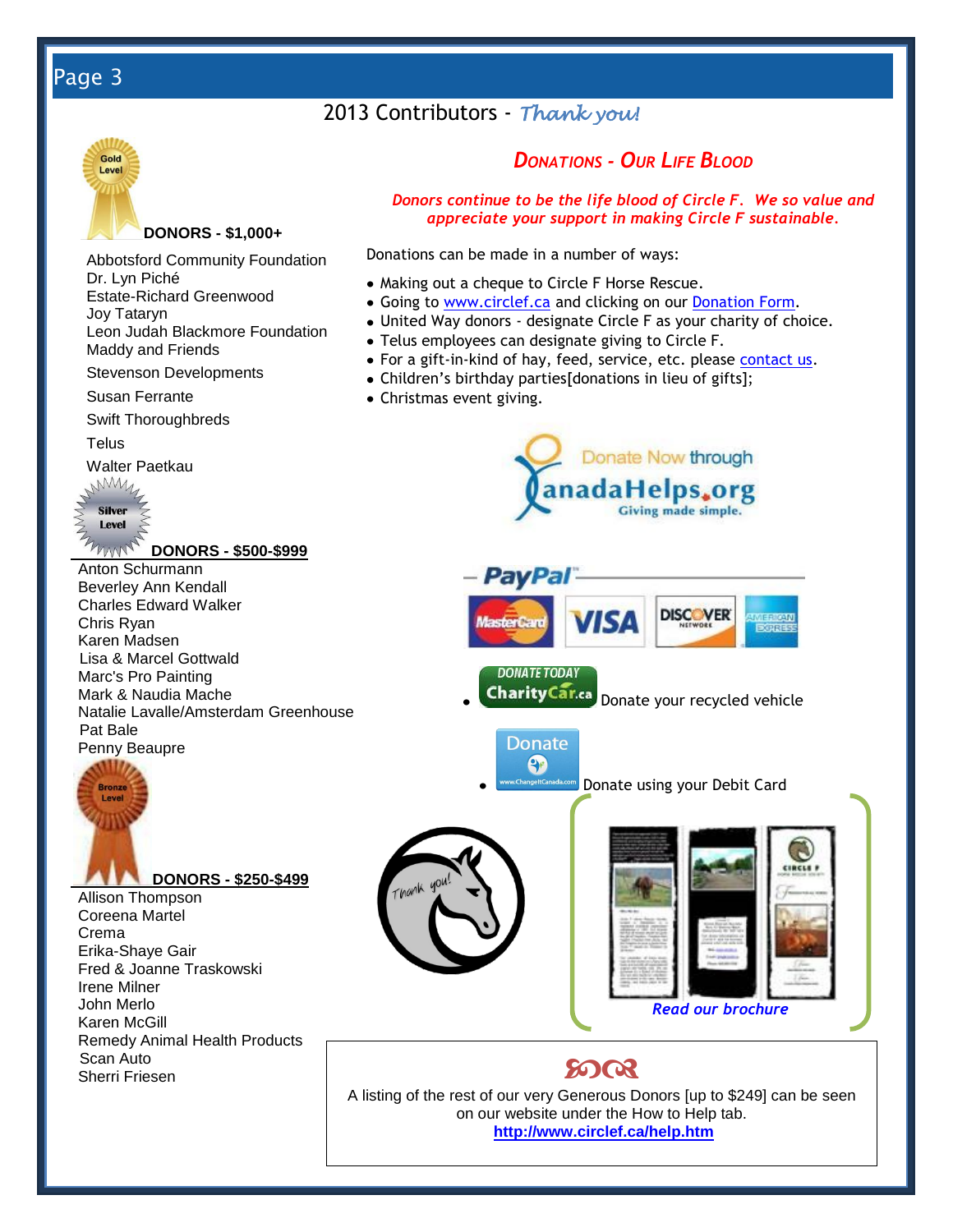## 2013 Contributors - *Thank you!*

### DONORS - $1,000+

Abbotsford Community Foundation
Dr. Lyn Piché
Estate-Richard Greenwood
Joy Tataryn
Leon Judah Blackmore Foundation
Maddy and Friends
Stevenson Developments
Susan Ferrante
Swift Thoroughbreds
Telus
Walter Paetkau

### DONORS - $500-$999

Anton Schurmann
Beverley Ann Kendall
Charles Edward Walker
Chris Ryan
Karen Madsen
Lisa & Marcel Gottwald
Marc's Pro Painting
Mark & Naudia Mache
Natalie Lavalle/Amsterdam Greenhouse
Pat Bale
Penny Beaupre

### DONORS - $250-$499

Allison Thompson
Coreena Martel
Crema
Erika-Shaye Gair
Fred & Joanne Traskowski
Irene Milner
John Merlo
Karen McGill
Remedy Animal Health Products
Scan Auto
Sherri Friesen

## *Donations - Our Life Blood*

***Donors continue to be the life blood of Circle F. We so value and appreciate your support in making Circle F sustainable.***

Donations can be made in a number of ways:

- Making out a cheque to Circle F Horse Rescue.
- Going to www.circlef.ca and clicking on our Donation Form.
- United Way donors - designate Circle F as your charity of choice.
- Telus employees can designate giving to Circle F.
- For a gift-in-kind of hay, feed, service, etc. please contact us.
- Children's birthday parties[donations in lieu of gifts];
- Christmas event giving.

Donate Now through CanadaHelps.org — Giving made simple.

PayPal — MasterCard, VISA, Discover, American Express

- DONATE TODAY CharityCar.ca — Donate your recycled vehicle
- Donate (www.ChangeItCanada.com) — Donate using your Debit Card

*Read our brochure*

A listing of the rest of our very Generous Donors [up to $249] can be seen on our website under the How to Help tab.
**http://www.circlef.ca/help.htm**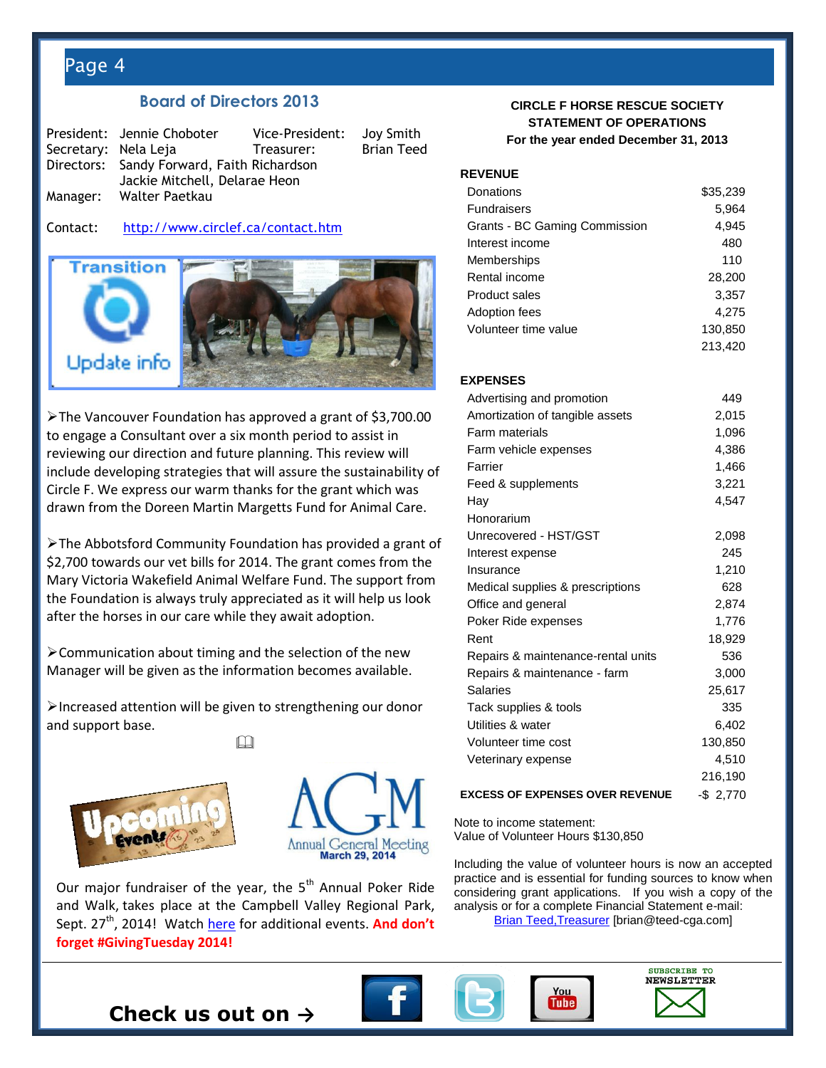## Board of Directors 2013

| | | | |
|---|---|---|---|
| President: | Jennie Choboter | Vice-President: | Joy Smith |
| Secretary: | Nela Leja | Treasurer: | Brian Teed |
| Directors: | Sandy Forward, Faith Richardson | | |
| | Jackie Mitchell, Delarae Heon | | |
| Manager: | Walter Paetkau | | |

Contact: http://www.circlef.ca/contact.htm

Transition

Update info

- The Vancouver Foundation has approved a grant of $3,700.00 to engage a Consultant over a six month period to assist in reviewing our direction and future planning. This review will include developing strategies that will assure the sustainability of Circle F. We express our warm thanks for the grant which was drawn from the Doreen Martin Margetts Fund for Animal Care.

- The Abbotsford Community Foundation has provided a grant of $2,700 towards our vet bills for 2014. The grant comes from the Mary Victoria Wakefield Animal Welfare Fund. The support from the Foundation is always truly appreciated as it will help us look after the horses in our care while they await adoption.

- Communication about timing and the selection of the new Manager will be given as the information becomes available.

- Increased attention will be given to strengthening our donor and support base.

Upcoming Events

AGM Annual General Meeting March 29, 2014

Our major fundraiser of the year, the 5th Annual Poker Ride and Walk, takes place at the Campbell Valley Regional Park, Sept. 27th, 2014! Watch here for additional events. **And don't forget #GivingTuesday 2014!**

### CIRCLE F HORSE RESCUE SOCIETY
### STATEMENT OF OPERATIONS
### For the year ended December 31, 2013

| | |
|---|---|
| **REVENUE** | |
| Donations | $35,239 |
| Fundraisers | 5,964 |
| Grants - BC Gaming Commission | 4,945 |
| Interest income | 480 |
| Memberships | 110 |
| Rental income | 28,200 |
| Product sales | 3,357 |
| Adoption fees | 4,275 |
| Volunteer time value | 130,850 |
| | 213,420 |
| **EXPENSES** | |
| Advertising and promotion | 449 |
| Amortization of tangible assets | 2,015 |
| Farm materials | 1,096 |
| Farm vehicle expenses | 4,386 |
| Farrier | 1,466 |
| Feed & supplements | 3,221 |
| Hay | 4,547 |
| Honorarium | |
| Unrecovered - HST/GST | 2,098 |
| Interest expense | 245 |
| Insurance | 1,210 |
| Medical supplies & prescriptions | 628 |
| Office and general | 2,874 |
| Poker Ride expenses | 1,776 |
| Rent | 18,929 |
| Repairs & maintenance-rental units | 536 |
| Repairs & maintenance - farm | 3,000 |
| Salaries | 25,617 |
| Tack supplies & tools | 335 |
| Utilities & water | 6,402 |
| Volunteer time cost | 130,850 |
| Veterinary expense | 4,510 |
| | 216,190 |
| **EXCESS OF EXPENSES OVER REVENUE** | -$ 2,770 |

Note to income statement:
Value of Volunteer Hours $130,850

Including the value of volunteer hours is now an accepted practice and is essential for funding sources to know when considering grant applications. If you wish a copy of the analysis or for a complete Financial Statement e-mail: Brian Teed,Treasurer [brian@teed-cga.com]

**Check us out on →**

SUBSCRIBE TO NEWSLETTER